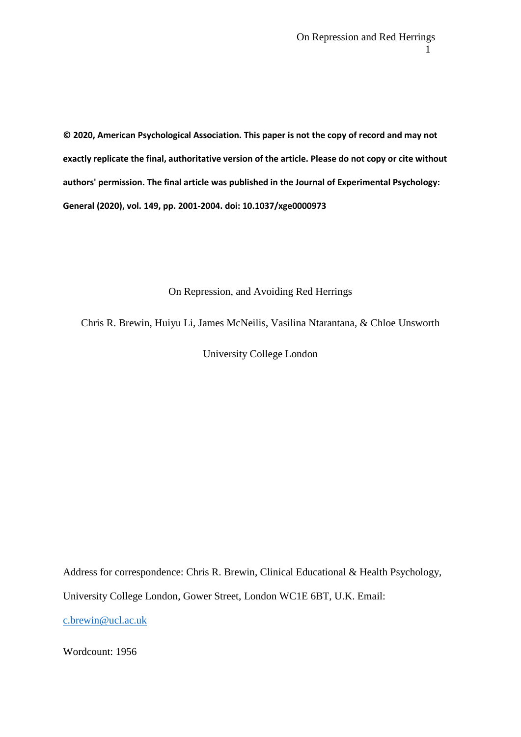**© 2020, American Psychological Association. This paper is not the copy of record and may not exactly replicate the final, authoritative version of the article. Please do not copy or cite without authors' permission. The final article was published in the Journal of Experimental Psychology: General (2020), vol. 149, pp. 2001-2004. doi: 10.1037/xge0000973**

# On Repression, and Avoiding Red Herrings

Chris R. Brewin, Huiyu Li, James McNeilis, Vasilina Ntarantana, & Chloe Unsworth

University College London

Address for correspondence: Chris R. Brewin, Clinical Educational & Health Psychology, University College London, Gower Street, London WC1E 6BT, U.K. Email: c.brewin@ucl.ac.uk

Wordcount: 1956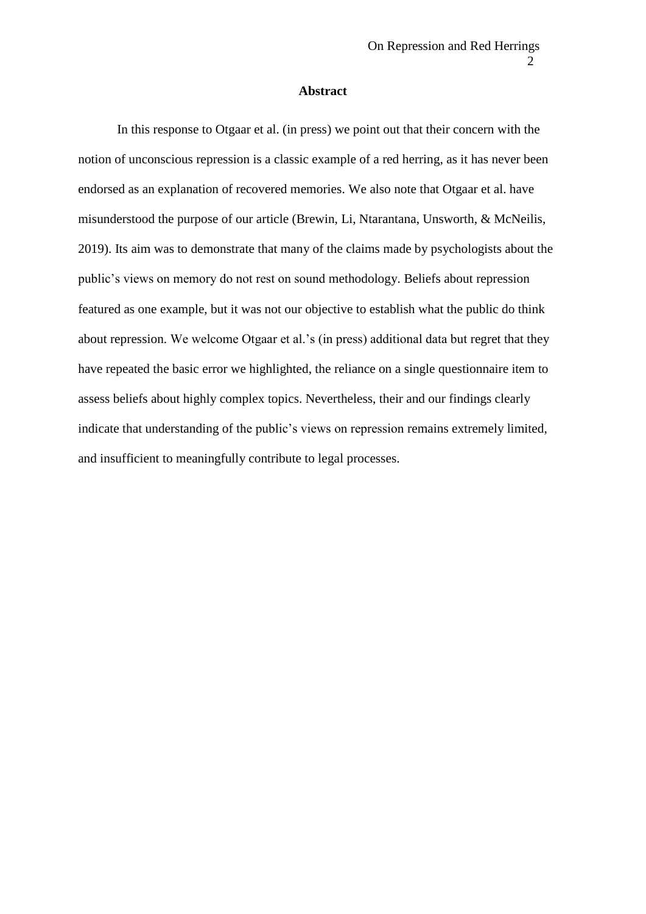## Abstract

In this response to Otgaar et al. (in press) we point out that their concern with the notion of unconscious repression is a classic example of a red herring, as it has never been endorsed as an explanation of recovered memories. We also note that Otgaar et al. have misunderstood the purpose of our article (Brewin, Li, Ntarantana, Unsworth, & McNeilis, 2019). Its aim was to demonstrate that many of the claims made by psychologists about the public's views on memory do not rest on sound methodology. Beliefs about repression featured as one example, but it was not our objective to establish what the public do think about repression. We welcome Otgaar et al.'s (in press) additional data but regret that they have repeated the basic error we highlighted, the reliance on a single questionnaire item to assess beliefs about highly complex topics. Nevertheless, their and our findings clearly indicate that understanding of the public's views on repression remains extremely limited, and insufficient to meaningfully contribute to legal processes.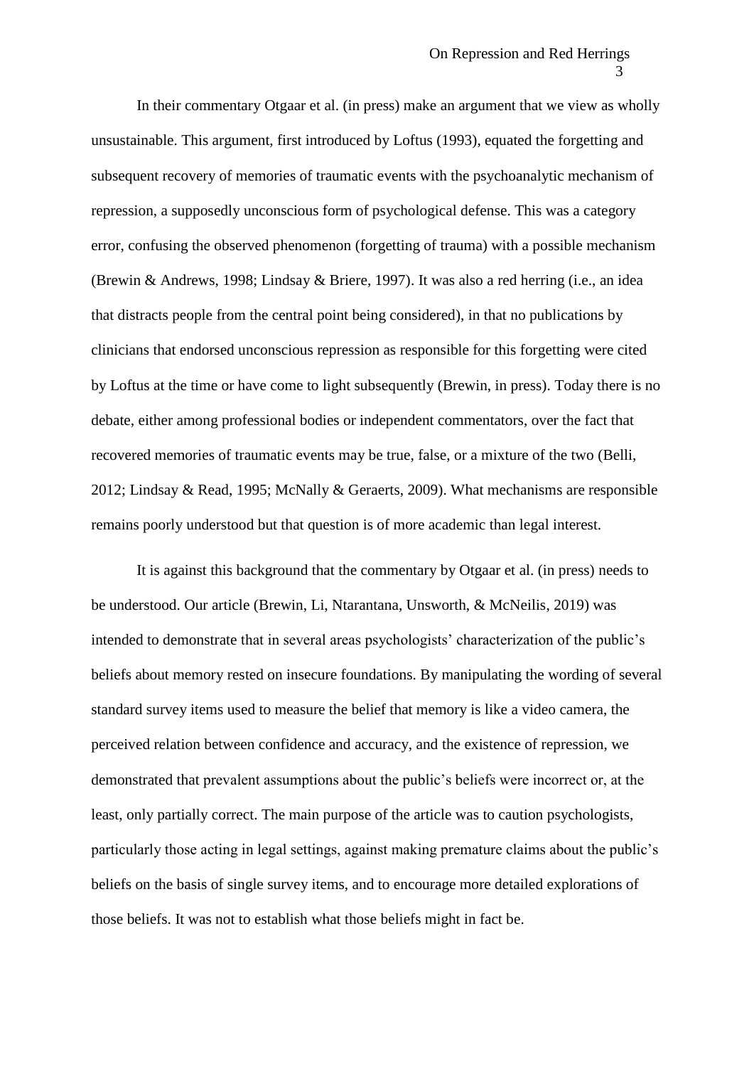In their commentary Otgaar et al. (in press) make an argument that we view as wholly unsustainable. This argument, first introduced by Loftus (1993), equated the forgetting and subsequent recovery of memories of traumatic events with the psychoanalytic mechanism of repression, a supposedly unconscious form of psychological defense. This was a category error, confusing the observed phenomenon (forgetting of trauma) with a possible mechanism (Brewin & Andrews, 1998; Lindsay & Briere, 1997). It was also a red herring (i.e., an idea that distracts people from the central point being considered), in that no publications by clinicians that endorsed unconscious repression as responsible for this forgetting were cited by Loftus at the time or have come to light subsequently (Brewin, in press). Today there is no debate, either among professional bodies or independent commentators, over the fact that recovered memories of traumatic events may be true, false, or a mixture of the two (Belli, 2012; Lindsay & Read, 1995; McNally & Geraerts, 2009). What mechanisms are responsible remains poorly understood but that question is of more academic than legal interest.

It is against this background that the commentary by Otgaar et al. (in press) needs to be understood. Our article (Brewin, Li, Ntarantana, Unsworth, & McNeilis, 2019) was intended to demonstrate that in several areas psychologists' characterization of the public's beliefs about memory rested on insecure foundations. By manipulating the wording of several standard survey items used to measure the belief that memory is like a video camera, the perceived relation between confidence and accuracy, and the existence of repression, we demonstrated that prevalent assumptions about the public's beliefs were incorrect or, at the least, only partially correct. The main purpose of the article was to caution psychologists, particularly those acting in legal settings, against making premature claims about the public's beliefs on the basis of single survey items, and to encourage more detailed explorations of those beliefs. It was not to establish what those beliefs might in fact be.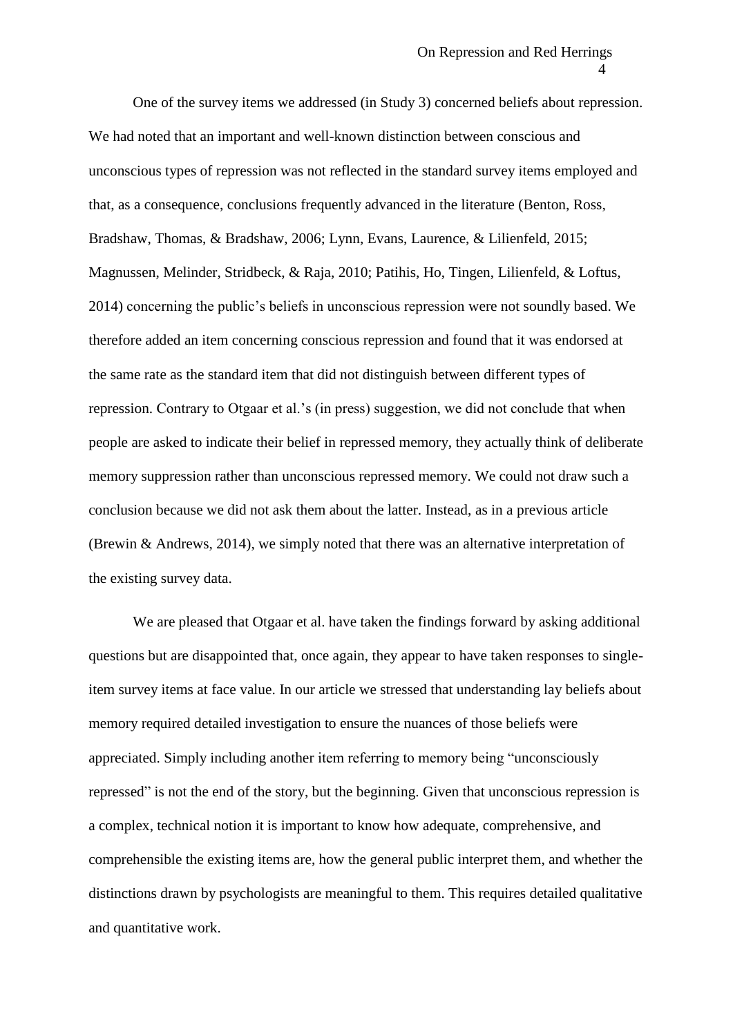One of the survey items we addressed (in Study 3) concerned beliefs about repression. We had noted that an important and well-known distinction between conscious and unconscious types of repression was not reflected in the standard survey items employed and that, as a consequence, conclusions frequently advanced in the literature (Benton, Ross, Bradshaw, Thomas, & Bradshaw, 2006; Lynn, Evans, Laurence, & Lilienfeld, 2015; Magnussen, Melinder, Stridbeck, & Raja, 2010; Patihis, Ho, Tingen, Lilienfeld, & Loftus, 2014) concerning the public's beliefs in unconscious repression were not soundly based. We therefore added an item concerning conscious repression and found that it was endorsed at the same rate as the standard item that did not distinguish between different types of repression. Contrary to Otgaar et al.'s (in press) suggestion, we did not conclude that when people are asked to indicate their belief in repressed memory, they actually think of deliberate memory suppression rather than unconscious repressed memory. We could not draw such a conclusion because we did not ask them about the latter. Instead, as in a previous article (Brewin & Andrews, 2014), we simply noted that there was an alternative interpretation of the existing survey data.

We are pleased that Otgaar et al. have taken the findings forward by asking additional questions but are disappointed that, once again, they appear to have taken responses to single-item survey items at face value. In our article we stressed that understanding lay beliefs about memory required detailed investigation to ensure the nuances of those beliefs were appreciated. Simply including another item referring to memory being "unconsciously repressed" is not the end of the story, but the beginning. Given that unconscious repression is a complex, technical notion it is important to know how adequate, comprehensive, and comprehensible the existing items are, how the general public interpret them, and whether the distinctions drawn by psychologists are meaningful to them. This requires detailed qualitative and quantitative work.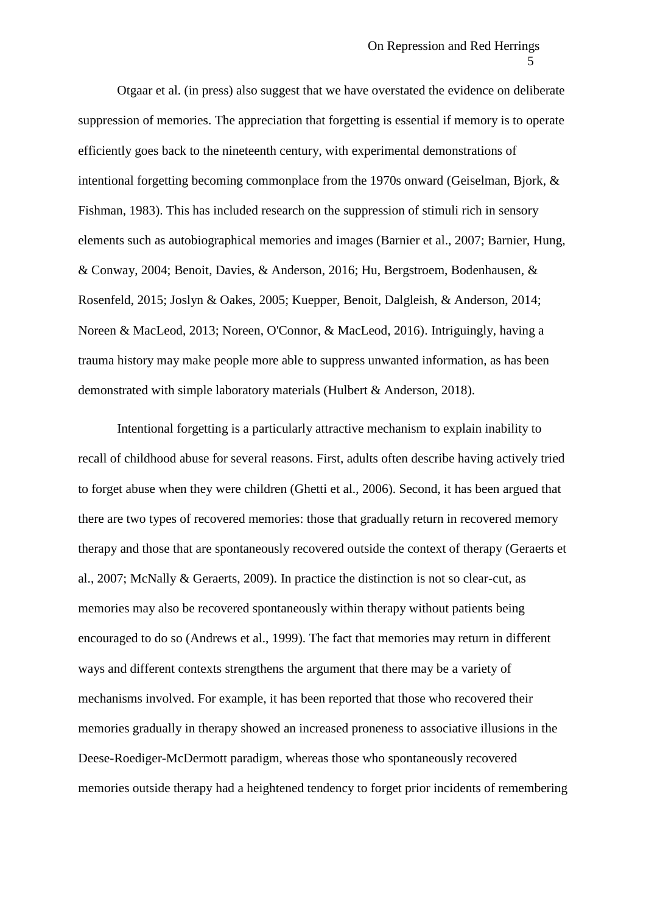Otgaar et al. (in press) also suggest that we have overstated the evidence on deliberate suppression of memories. The appreciation that forgetting is essential if memory is to operate efficiently goes back to the nineteenth century, with experimental demonstrations of intentional forgetting becoming commonplace from the 1970s onward (Geiselman, Bjork, & Fishman, 1983). This has included research on the suppression of stimuli rich in sensory elements such as autobiographical memories and images (Barnier et al., 2007; Barnier, Hung, & Conway, 2004; Benoit, Davies, & Anderson, 2016; Hu, Bergstroem, Bodenhausen, & Rosenfeld, 2015; Joslyn & Oakes, 2005; Kuepper, Benoit, Dalgleish, & Anderson, 2014; Noreen & MacLeod, 2013; Noreen, O'Connor, & MacLeod, 2016). Intriguingly, having a trauma history may make people more able to suppress unwanted information, as has been demonstrated with simple laboratory materials (Hulbert & Anderson, 2018).

Intentional forgetting is a particularly attractive mechanism to explain inability to recall of childhood abuse for several reasons. First, adults often describe having actively tried to forget abuse when they were children (Ghetti et al., 2006). Second, it has been argued that there are two types of recovered memories: those that gradually return in recovered memory therapy and those that are spontaneously recovered outside the context of therapy (Geraerts et al., 2007; McNally & Geraerts, 2009). In practice the distinction is not so clear-cut, as memories may also be recovered spontaneously within therapy without patients being encouraged to do so (Andrews et al., 1999). The fact that memories may return in different ways and different contexts strengthens the argument that there may be a variety of mechanisms involved. For example, it has been reported that those who recovered their memories gradually in therapy showed an increased proneness to associative illusions in the Deese-Roediger-McDermott paradigm, whereas those who spontaneously recovered memories outside therapy had a heightened tendency to forget prior incidents of remembering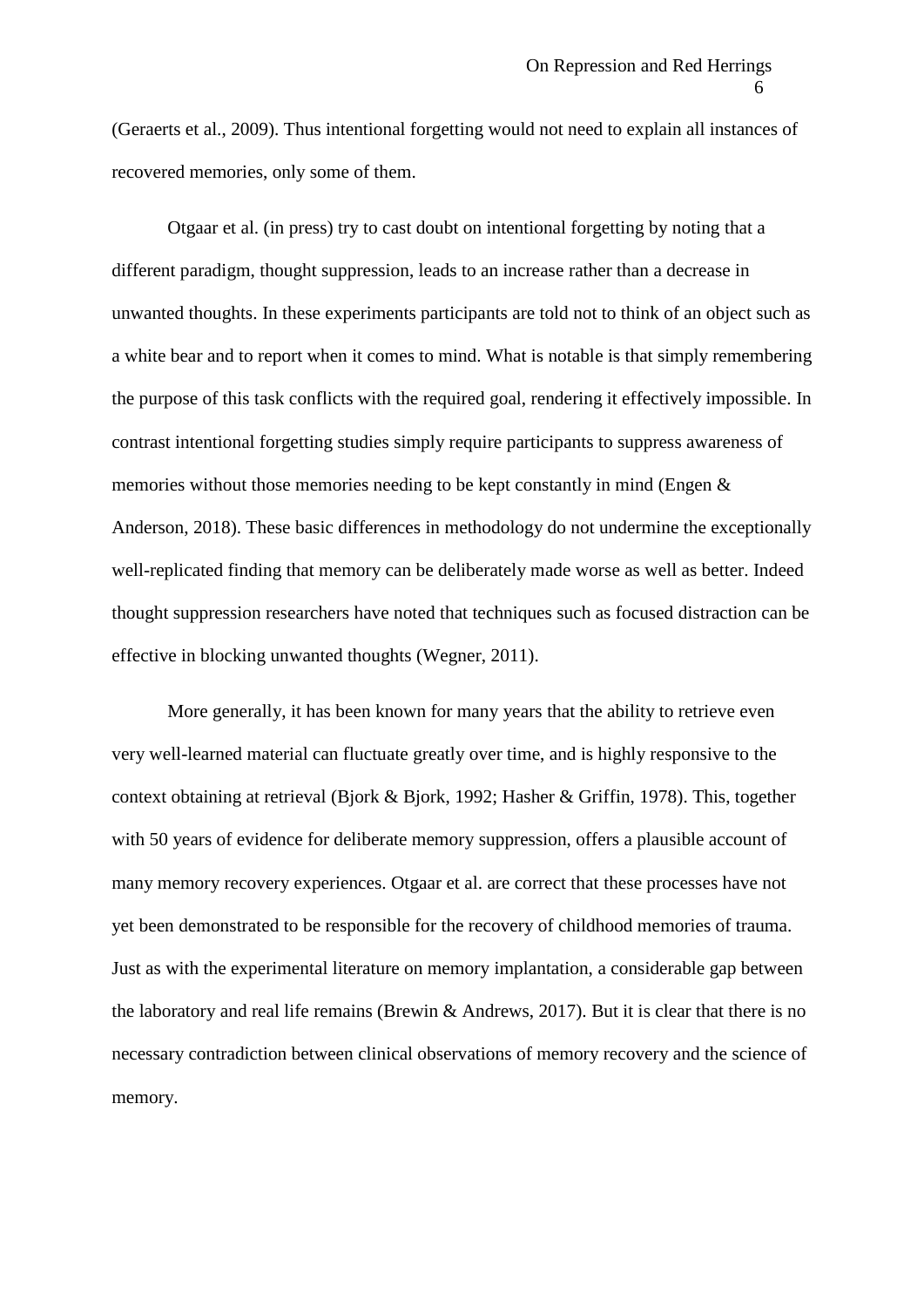(Geraerts et al., 2009). Thus intentional forgetting would not need to explain all instances of recovered memories, only some of them.

Otgaar et al. (in press) try to cast doubt on intentional forgetting by noting that a different paradigm, thought suppression, leads to an increase rather than a decrease in unwanted thoughts. In these experiments participants are told not to think of an object such as a white bear and to report when it comes to mind. What is notable is that simply remembering the purpose of this task conflicts with the required goal, rendering it effectively impossible. In contrast intentional forgetting studies simply require participants to suppress awareness of memories without those memories needing to be kept constantly in mind (Engen & Anderson, 2018). These basic differences in methodology do not undermine the exceptionally well-replicated finding that memory can be deliberately made worse as well as better. Indeed thought suppression researchers have noted that techniques such as focused distraction can be effective in blocking unwanted thoughts (Wegner, 2011).

More generally, it has been known for many years that the ability to retrieve even very well-learned material can fluctuate greatly over time, and is highly responsive to the context obtaining at retrieval (Bjork & Bjork, 1992; Hasher & Griffin, 1978). This, together with 50 years of evidence for deliberate memory suppression, offers a plausible account of many memory recovery experiences. Otgaar et al. are correct that these processes have not yet been demonstrated to be responsible for the recovery of childhood memories of trauma. Just as with the experimental literature on memory implantation, a considerable gap between the laboratory and real life remains (Brewin & Andrews, 2017). But it is clear that there is no necessary contradiction between clinical observations of memory recovery and the science of memory.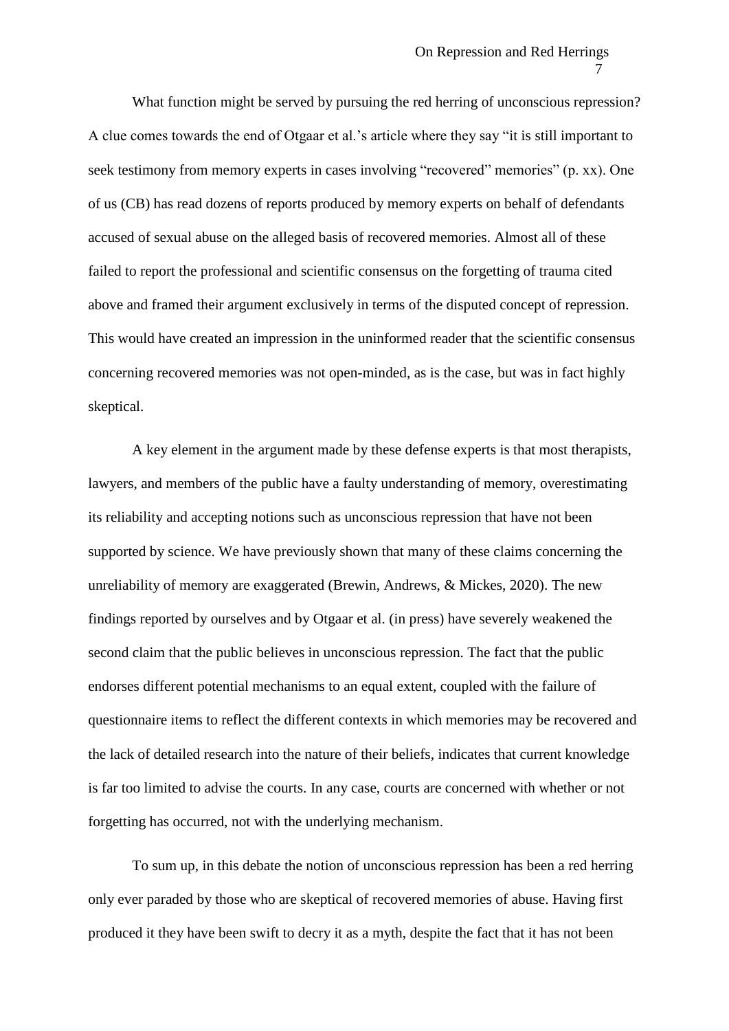What function might be served by pursuing the red herring of unconscious repression? A clue comes towards the end of Otgaar et al.'s article where they say "it is still important to seek testimony from memory experts in cases involving "recovered" memories" (p. xx). One of us (CB) has read dozens of reports produced by memory experts on behalf of defendants accused of sexual abuse on the alleged basis of recovered memories. Almost all of these failed to report the professional and scientific consensus on the forgetting of trauma cited above and framed their argument exclusively in terms of the disputed concept of repression. This would have created an impression in the uninformed reader that the scientific consensus concerning recovered memories was not open-minded, as is the case, but was in fact highly skeptical.

A key element in the argument made by these defense experts is that most therapists, lawyers, and members of the public have a faulty understanding of memory, overestimating its reliability and accepting notions such as unconscious repression that have not been supported by science. We have previously shown that many of these claims concerning the unreliability of memory are exaggerated (Brewin, Andrews, & Mickes, 2020). The new findings reported by ourselves and by Otgaar et al. (in press) have severely weakened the second claim that the public believes in unconscious repression. The fact that the public endorses different potential mechanisms to an equal extent, coupled with the failure of questionnaire items to reflect the different contexts in which memories may be recovered and the lack of detailed research into the nature of their beliefs, indicates that current knowledge is far too limited to advise the courts. In any case, courts are concerned with whether or not forgetting has occurred, not with the underlying mechanism.

To sum up, in this debate the notion of unconscious repression has been a red herring only ever paraded by those who are skeptical of recovered memories of abuse. Having first produced it they have been swift to decry it as a myth, despite the fact that it has not been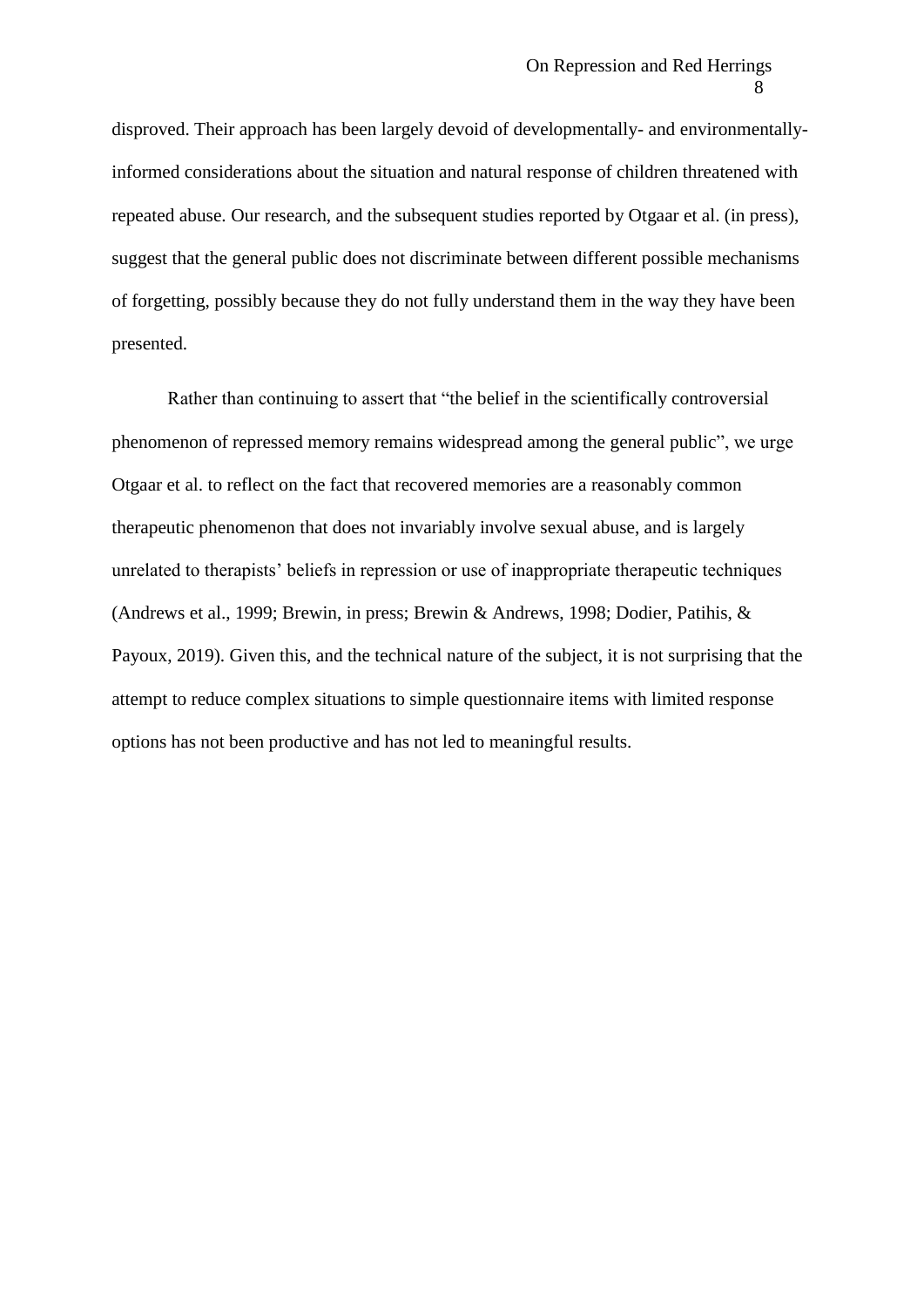disproved. Their approach has been largely devoid of developmentally- and environmentally-informed considerations about the situation and natural response of children threatened with repeated abuse. Our research, and the subsequent studies reported by Otgaar et al. (in press), suggest that the general public does not discriminate between different possible mechanisms of forgetting, possibly because they do not fully understand them in the way they have been presented.

Rather than continuing to assert that "the belief in the scientifically controversial phenomenon of repressed memory remains widespread among the general public", we urge Otgaar et al. to reflect on the fact that recovered memories are a reasonably common therapeutic phenomenon that does not invariably involve sexual abuse, and is largely unrelated to therapists' beliefs in repression or use of inappropriate therapeutic techniques (Andrews et al., 1999; Brewin, in press; Brewin & Andrews, 1998; Dodier, Patihis, & Payoux, 2019). Given this, and the technical nature of the subject, it is not surprising that the attempt to reduce complex situations to simple questionnaire items with limited response options has not been productive and has not led to meaningful results.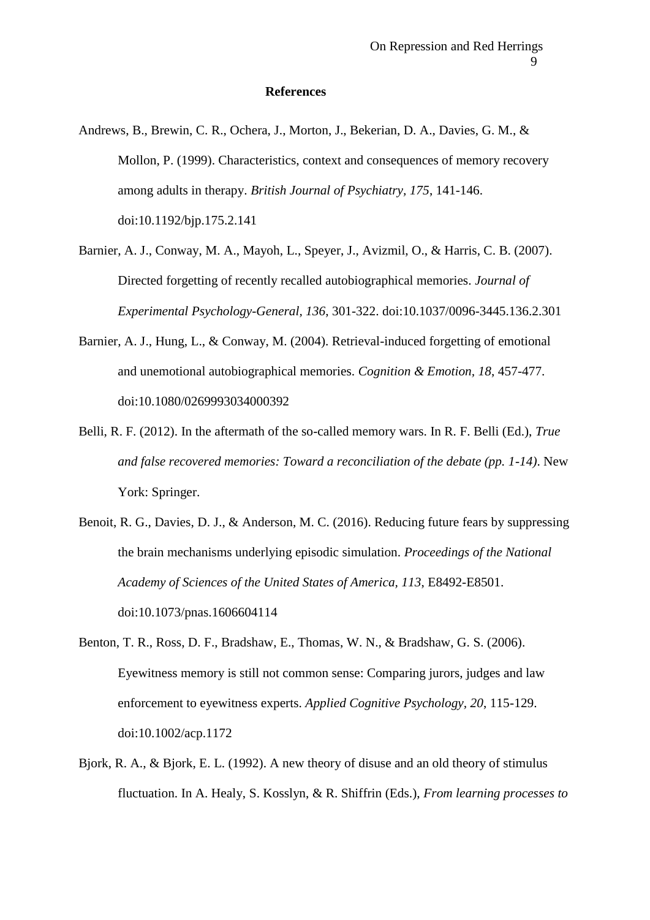## References

Andrews, B., Brewin, C. R., Ochera, J., Morton, J., Bekerian, D. A., Davies, G. M., & Mollon, P. (1999). Characteristics, context and consequences of memory recovery among adults in therapy. *British Journal of Psychiatry, 175*, 141-146. doi:10.1192/bjp.175.2.141

Barnier, A. J., Conway, M. A., Mayoh, L., Speyer, J., Avizmil, O., & Harris, C. B. (2007). Directed forgetting of recently recalled autobiographical memories. *Journal of Experimental Psychology-General, 136*, 301-322. doi:10.1037/0096-3445.136.2.301

Barnier, A. J., Hung, L., & Conway, M. (2004). Retrieval-induced forgetting of emotional and unemotional autobiographical memories. *Cognition & Emotion, 18*, 457-477. doi:10.1080/0269993034000392

Belli, R. F. (2012). In the aftermath of the so-called memory wars. In R. F. Belli (Ed.), *True and false recovered memories: Toward a reconciliation of the debate (pp. 1-14)*. New York: Springer.

Benoit, R. G., Davies, D. J., & Anderson, M. C. (2016). Reducing future fears by suppressing the brain mechanisms underlying episodic simulation. *Proceedings of the National Academy of Sciences of the United States of America, 113*, E8492-E8501. doi:10.1073/pnas.1606604114

Benton, T. R., Ross, D. F., Bradshaw, E., Thomas, W. N., & Bradshaw, G. S. (2006). Eyewitness memory is still not common sense: Comparing jurors, judges and law enforcement to eyewitness experts. *Applied Cognitive Psychology, 20*, 115-129. doi:10.1002/acp.1172

Bjork, R. A., & Bjork, E. L. (1992). A new theory of disuse and an old theory of stimulus fluctuation. In A. Healy, S. Kosslyn, & R. Shiffrin (Eds.), *From learning processes to*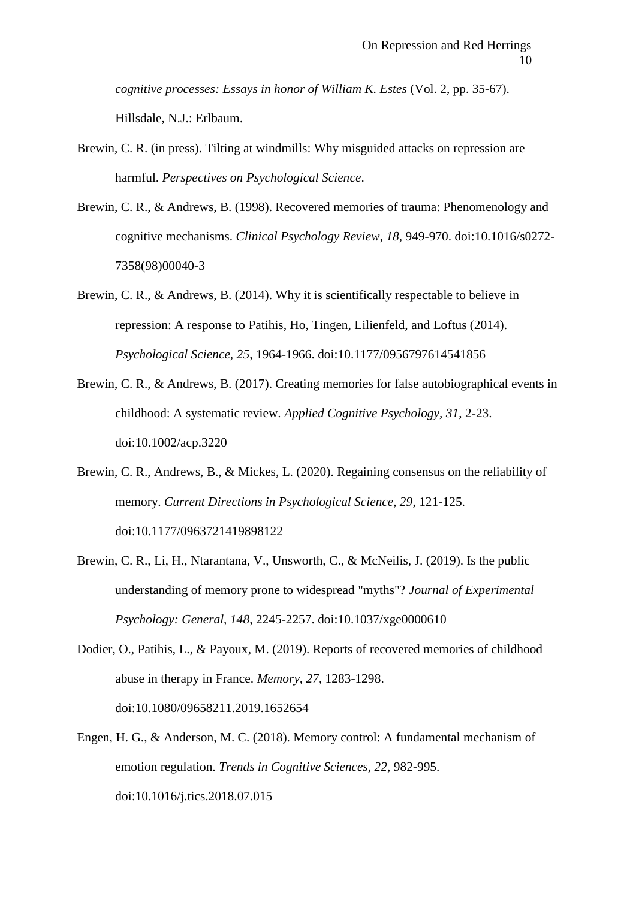*cognitive processes: Essays in honor of William K. Estes* (Vol. 2, pp. 35-67). Hillsdale, N.J.: Erlbaum.

Brewin, C. R. (in press). Tilting at windmills: Why misguided attacks on repression are harmful. *Perspectives on Psychological Science*.

Brewin, C. R., & Andrews, B. (1998). Recovered memories of trauma: Phenomenology and cognitive mechanisms. *Clinical Psychology Review, 18*, 949-970. doi:10.1016/s0272-7358(98)00040-3

Brewin, C. R., & Andrews, B. (2014). Why it is scientifically respectable to believe in repression: A response to Patihis, Ho, Tingen, Lilienfeld, and Loftus (2014). *Psychological Science, 25*, 1964-1966. doi:10.1177/0956797614541856

Brewin, C. R., & Andrews, B. (2017). Creating memories for false autobiographical events in childhood: A systematic review. *Applied Cognitive Psychology, 31*, 2-23. doi:10.1002/acp.3220

Brewin, C. R., Andrews, B., & Mickes, L. (2020). Regaining consensus on the reliability of memory. *Current Directions in Psychological Science, 29*, 121-125. doi:10.1177/0963721419898122

Brewin, C. R., Li, H., Ntarantana, V., Unsworth, C., & McNeilis, J. (2019). Is the public understanding of memory prone to widespread "myths"? *Journal of Experimental Psychology: General, 148*, 2245-2257. doi:10.1037/xge0000610

Dodier, O., Patihis, L., & Payoux, M. (2019). Reports of recovered memories of childhood abuse in therapy in France. *Memory, 27*, 1283-1298. doi:10.1080/09658211.2019.1652654

Engen, H. G., & Anderson, M. C. (2018). Memory control: A fundamental mechanism of emotion regulation. *Trends in Cognitive Sciences, 22*, 982-995. doi:10.1016/j.tics.2018.07.015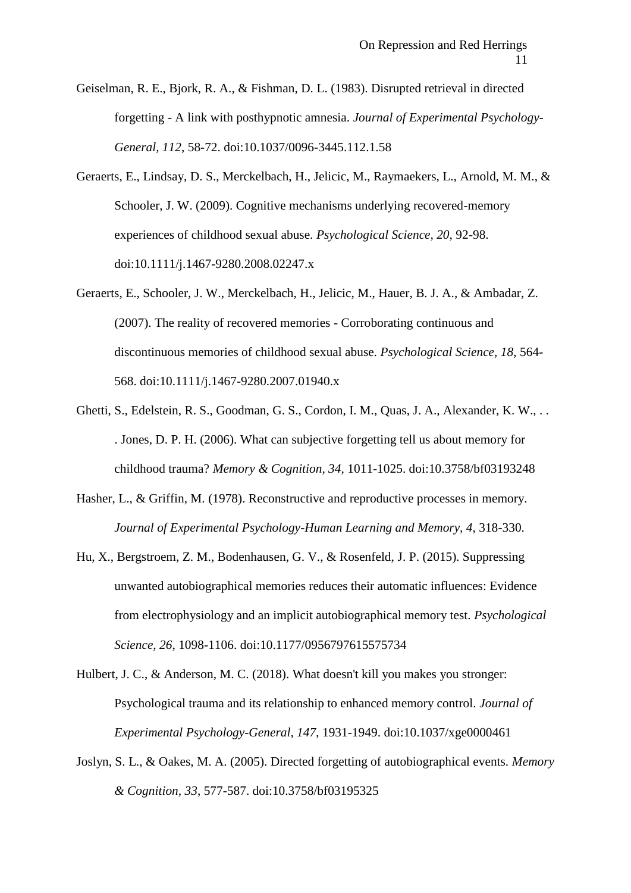Geiselman, R. E., Bjork, R. A., & Fishman, D. L. (1983). Disrupted retrieval in directed forgetting - A link with posthypnotic amnesia. *Journal of Experimental Psychology-General, 112*, 58-72. doi:10.1037/0096-3445.112.1.58

Geraerts, E., Lindsay, D. S., Merckelbach, H., Jelicic, M., Raymaekers, L., Arnold, M. M., & Schooler, J. W. (2009). Cognitive mechanisms underlying recovered-memory experiences of childhood sexual abuse. *Psychological Science, 20*, 92-98. doi:10.1111/j.1467-9280.2008.02247.x

Geraerts, E., Schooler, J. W., Merckelbach, H., Jelicic, M., Hauer, B. J. A., & Ambadar, Z. (2007). The reality of recovered memories - Corroborating continuous and discontinuous memories of childhood sexual abuse. *Psychological Science, 18*, 564-568. doi:10.1111/j.1467-9280.2007.01940.x

Ghetti, S., Edelstein, R. S., Goodman, G. S., Cordon, I. M., Quas, J. A., Alexander, K. W., . . . Jones, D. P. H. (2006). What can subjective forgetting tell us about memory for childhood trauma? *Memory & Cognition, 34*, 1011-1025. doi:10.3758/bf03193248

Hasher, L., & Griffin, M. (1978). Reconstructive and reproductive processes in memory. *Journal of Experimental Psychology-Human Learning and Memory, 4*, 318-330.

Hu, X., Bergstroem, Z. M., Bodenhausen, G. V., & Rosenfeld, J. P. (2015). Suppressing unwanted autobiographical memories reduces their automatic influences: Evidence from electrophysiology and an implicit autobiographical memory test. *Psychological Science, 26*, 1098-1106. doi:10.1177/0956797615575734

Hulbert, J. C., & Anderson, M. C. (2018). What doesn't kill you makes you stronger: Psychological trauma and its relationship to enhanced memory control. *Journal of Experimental Psychology-General, 147*, 1931-1949. doi:10.1037/xge0000461

Joslyn, S. L., & Oakes, M. A. (2005). Directed forgetting of autobiographical events. *Memory & Cognition, 33*, 577-587. doi:10.3758/bf03195325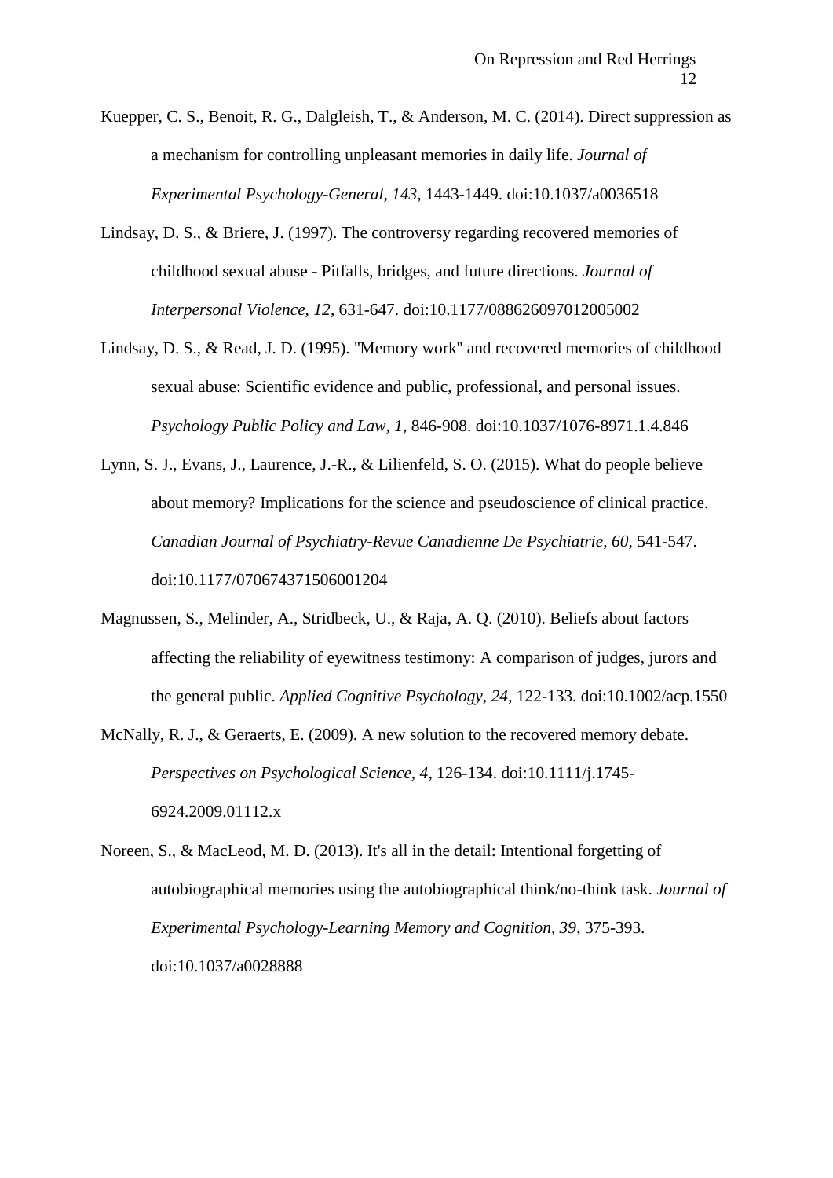Kuepper, C. S., Benoit, R. G., Dalgleish, T., & Anderson, M. C. (2014). Direct suppression as a mechanism for controlling unpleasant memories in daily life. *Journal of Experimental Psychology-General, 143*, 1443-1449. doi:10.1037/a0036518

Lindsay, D. S., & Briere, J. (1997). The controversy regarding recovered memories of childhood sexual abuse - Pitfalls, bridges, and future directions. *Journal of Interpersonal Violence, 12*, 631-647. doi:10.1177/088626097012005002

Lindsay, D. S., & Read, J. D. (1995). "Memory work" and recovered memories of childhood sexual abuse: Scientific evidence and public, professional, and personal issues. *Psychology Public Policy and Law, 1*, 846-908. doi:10.1037/1076-8971.1.4.846

Lynn, S. J., Evans, J., Laurence, J.-R., & Lilienfeld, S. O. (2015). What do people believe about memory? Implications for the science and pseudoscience of clinical practice. *Canadian Journal of Psychiatry-Revue Canadienne De Psychiatrie, 60*, 541-547. doi:10.1177/070674371506001204

Magnussen, S., Melinder, A., Stridbeck, U., & Raja, A. Q. (2010). Beliefs about factors affecting the reliability of eyewitness testimony: A comparison of judges, jurors and the general public. *Applied Cognitive Psychology, 24*, 122-133. doi:10.1002/acp.1550

McNally, R. J., & Geraerts, E. (2009). A new solution to the recovered memory debate. *Perspectives on Psychological Science, 4*, 126-134. doi:10.1111/j.1745-6924.2009.01112.x

Noreen, S., & MacLeod, M. D. (2013). It's all in the detail: Intentional forgetting of autobiographical memories using the autobiographical think/no-think task. *Journal of Experimental Psychology-Learning Memory and Cognition, 39*, 375-393. doi:10.1037/a0028888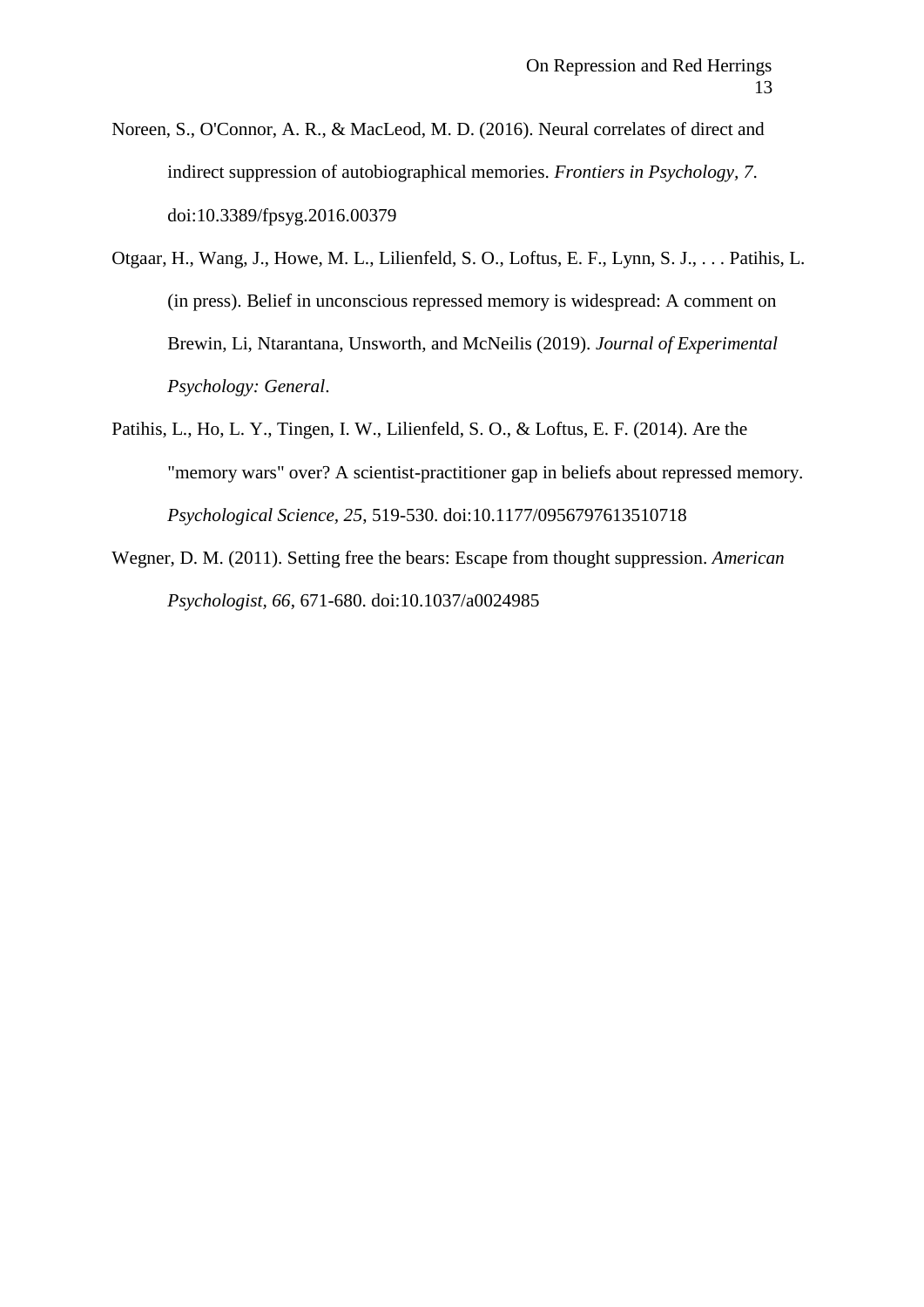Noreen, S., O'Connor, A. R., & MacLeod, M. D. (2016). Neural correlates of direct and indirect suppression of autobiographical memories. *Frontiers in Psychology, 7*. doi:10.3389/fpsyg.2016.00379

Otgaar, H., Wang, J., Howe, M. L., Lilienfeld, S. O., Loftus, E. F., Lynn, S. J., . . . Patihis, L. (in press). Belief in unconscious repressed memory is widespread: A comment on Brewin, Li, Ntarantana, Unsworth, and McNeilis (2019). *Journal of Experimental Psychology: General*.

Patihis, L., Ho, L. Y., Tingen, I. W., Lilienfeld, S. O., & Loftus, E. F. (2014). Are the "memory wars" over? A scientist-practitioner gap in beliefs about repressed memory. *Psychological Science, 25*, 519-530. doi:10.1177/0956797613510718

Wegner, D. M. (2011). Setting free the bears: Escape from thought suppression. *American Psychologist, 66*, 671-680. doi:10.1037/a0024985